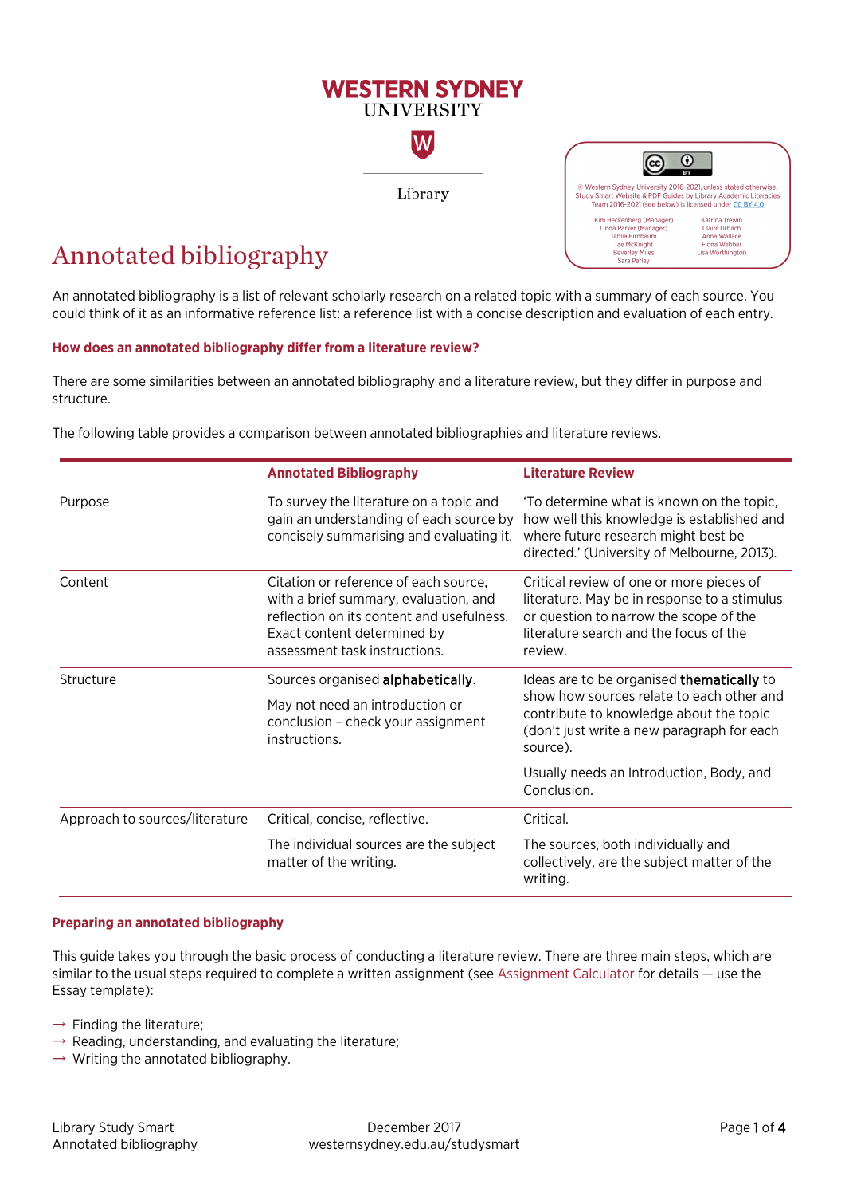WESTERN SYDNEY UNIVERSITY

Library

© Western Sydney University 2016-2021, unless stated otherwise. Study Smart Website & PDF Guides by Library Academic Literacies Team 2016-2021 (see below) is licensed under CC BY 4.0

Kim Heckenberg (Manager)
Linda Parker (Manager)
Tahlia Birnbaum
Tae McKnight
Beverley Miles
Sara Perley
Katrina Trewin
Claire Urbach
Anna Wallace
Fiona Webber
Lisa Worthington

# Annotated bibliography

An annotated bibliography is a list of relevant scholarly research on a related topic with a summary of each source. You could think of it as an informative reference list: a reference list with a concise description and evaluation of each entry.

### How does an annotated bibliography differ from a literature review?

There are some similarities between an annotated bibliography and a literature review, but they differ in purpose and structure.

The following table provides a comparison between annotated bibliographies and literature reviews.

| | **Annotated Bibliography** | **Literature Review** |
|---|---|---|
| Purpose | To survey the literature on a topic and gain an understanding of each source by concisely summarising and evaluating it. | 'To determine what is known on the topic, how well this knowledge is established and where future research might best be directed.' (University of Melbourne, 2013). |
| Content | Citation or reference of each source, with a brief summary, evaluation, and reflection on its content and usefulness. Exact content determined by assessment task instructions. | Critical review of one or more pieces of literature. May be in response to a stimulus or question to narrow the scope of the literature search and the focus of the review. |
| Structure | Sources organised **alphabetically**.<br><br>May not need an introduction or conclusion – check your assignment instructions. | Ideas are to be organised **thematically** to show how sources relate to each other and contribute to knowledge about the topic (don't just write a new paragraph for each source).<br><br>Usually needs an Introduction, Body, and Conclusion. |
| Approach to sources/literature | Critical, concise, reflective.<br><br>The individual sources are the subject matter of the writing. | Critical.<br><br>The sources, both individually and collectively, are the subject matter of the writing. |

### Preparing an annotated bibliography

This guide takes you through the basic process of conducting a literature review. There are three main steps, which are similar to the usual steps required to complete a written assignment (see Assignment Calculator for details — use the Essay template):

- Finding the literature;
- Reading, understanding, and evaluating the literature;
- Writing the annotated bibliography.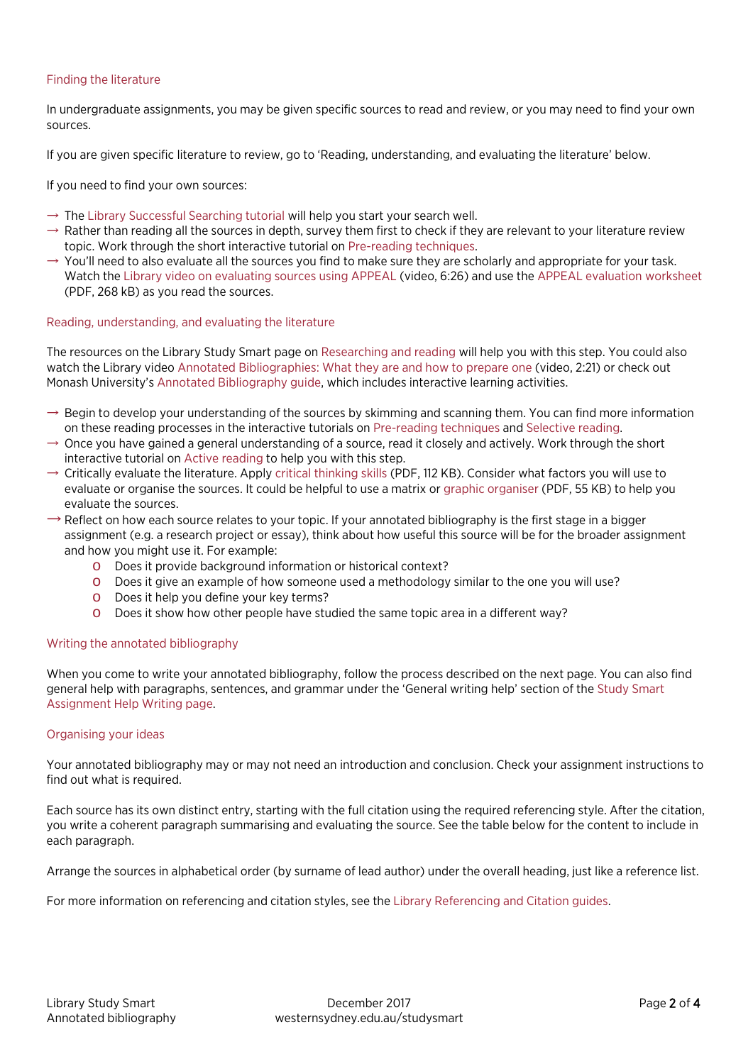## Finding the literature

In undergraduate assignments, you may be given specific sources to read and review, or you may need to find your own sources.

If you are given specific literature to review, go to 'Reading, understanding, and evaluating the literature' below.

If you need to find your own sources:

- The Library Successful Searching tutorial will help you start your search well.
- Rather than reading all the sources in depth, survey them first to check if they are relevant to your literature review topic. Work through the short interactive tutorial on Pre-reading techniques.
- You'll need to also evaluate all the sources you find to make sure they are scholarly and appropriate for your task. Watch the Library video on evaluating sources using APPEAL (video, 6:26) and use the APPEAL evaluation worksheet (PDF, 268 kB) as you read the sources.

## Reading, understanding, and evaluating the literature

The resources on the Library Study Smart page on Researching and reading will help you with this step. You could also watch the Library video Annotated Bibliographies: What they are and how to prepare one (video, 2:21) or check out Monash University's Annotated Bibliography guide, which includes interactive learning activities.

- Begin to develop your understanding of the sources by skimming and scanning them. You can find more information on these reading processes in the interactive tutorials on Pre-reading techniques and Selective reading.
- Once you have gained a general understanding of a source, read it closely and actively. Work through the short interactive tutorial on Active reading to help you with this step.
- Critically evaluate the literature. Apply critical thinking skills (PDF, 112 KB). Consider what factors you will use to evaluate or organise the sources. It could be helpful to use a matrix or graphic organiser (PDF, 55 KB) to help you evaluate the sources.
- Reflect on how each source relates to your topic. If your annotated bibliography is the first stage in a bigger assignment (e.g. a research project or essay), think about how useful this source will be for the broader assignment and how you might use it. For example:
  - Does it provide background information or historical context?
  - Does it give an example of how someone used a methodology similar to the one you will use?
  - Does it help you define your key terms?
  - Does it show how other people have studied the same topic area in a different way?

## Writing the annotated bibliography

When you come to write your annotated bibliography, follow the process described on the next page. You can also find general help with paragraphs, sentences, and grammar under the 'General writing help' section of the Study Smart Assignment Help Writing page.

## Organising your ideas

Your annotated bibliography may or may not need an introduction and conclusion. Check your assignment instructions to find out what is required.

Each source has its own distinct entry, starting with the full citation using the required referencing style. After the citation, you write a coherent paragraph summarising and evaluating the source. See the table below for the content to include in each paragraph.

Arrange the sources in alphabetical order (by surname of lead author) under the overall heading, just like a reference list.

For more information on referencing and citation styles, see the Library Referencing and Citation guides.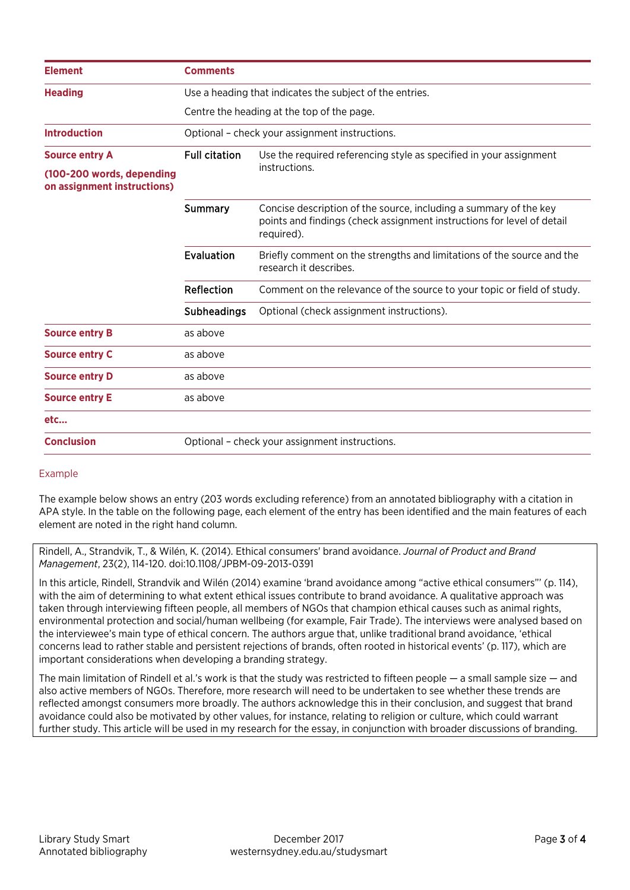| Element | Comments | |
|---|---|---|
| **Heading** | Use a heading that indicates the subject of the entries.<br>Centre the heading at the top of the page. | |
| **Introduction** | Optional – check your assignment instructions. | |
| **Source entry A**<br>**(100-200 words, depending on assignment instructions)** | Full citation | Use the required referencing style as specified in your assignment instructions. |
| | Summary | Concise description of the source, including a summary of the key points and findings (check assignment instructions for level of detail required). |
| | Evaluation | Briefly comment on the strengths and limitations of the source and the research it describes. |
| | Reflection | Comment on the relevance of the source to your topic or field of study. |
| | Subheadings | Optional (check assignment instructions). |
| **Source entry B** | as above | |
| **Source entry C** | as above | |
| **Source entry D** | as above | |
| **Source entry E** | as above | |
| **etc...** | | |
| **Conclusion** | Optional – check your assignment instructions. | |

## Example

The example below shows an entry (203 words excluding reference) from an annotated bibliography with a citation in APA style. In the table on the following page, each element of the entry has been identified and the main features of each element are noted in the right hand column.

> Rindell, A., Strandvik, T., & Wilén, K. (2014). Ethical consumers' brand avoidance. *Journal of Product and Brand Management*, 23(2), 114-120. doi:10.1108/JPBM-09-2013-0391
>
> In this article, Rindell, Strandvik and Wilén (2014) examine 'brand avoidance among "active ethical consumers"' (p. 114), with the aim of determining to what extent ethical issues contribute to brand avoidance. A qualitative approach was taken through interviewing fifteen people, all members of NGOs that champion ethical causes such as animal rights, environmental protection and social/human wellbeing (for example, Fair Trade). The interviews were analysed based on the interviewee's main type of ethical concern. The authors argue that, unlike traditional brand avoidance, 'ethical concerns lead to rather stable and persistent rejections of brands, often rooted in historical events' (p. 117), which are important considerations when developing a branding strategy.
>
> The main limitation of Rindell et al.'s work is that the study was restricted to fifteen people — a small sample size — and also active members of NGOs. Therefore, more research will need to be undertaken to see whether these trends are reflected amongst consumers more broadly. The authors acknowledge this in their conclusion, and suggest that brand avoidance could also be motivated by other values, for instance, relating to religion or culture, which could warrant further study. This article will be used in my research for the essay, in conjunction with broader discussions of branding.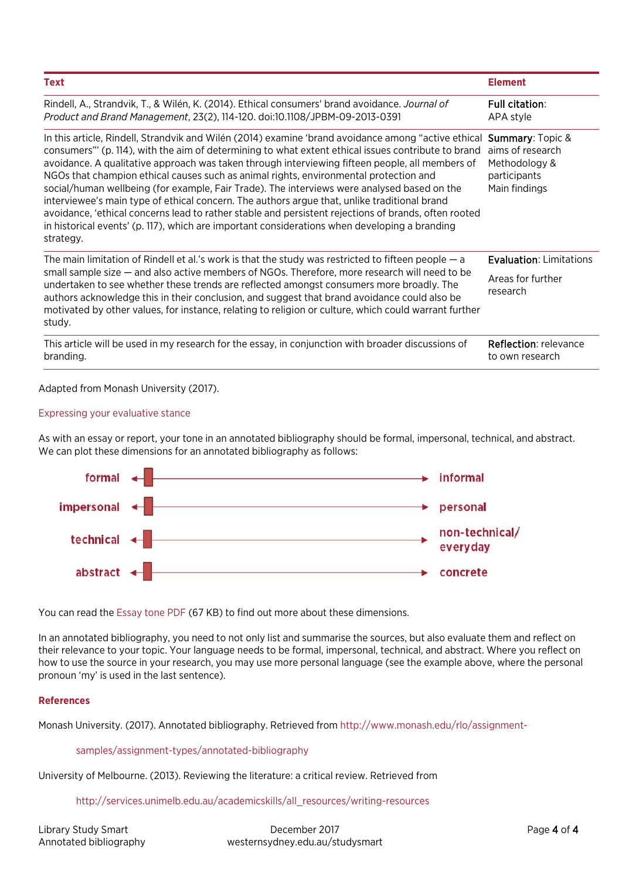| Text | Element |
|---|---|
| Rindell, A., Strandvik, T., & Wilén, K. (2014). Ethical consumers' brand avoidance. *Journal of Product and Brand Management*, 23(2), 114-120. doi:10.1108/JPBM-09-2013-0391 | **Full citation**: APA style |
| In this article, Rindell, Strandvik and Wilén (2014) examine 'brand avoidance among "active ethical consumers"' (p. 114), with the aim of determining to what extent ethical issues contribute to brand avoidance. A qualitative approach was taken through interviewing fifteen people, all members of NGOs that champion ethical causes such as animal rights, environmental protection and social/human wellbeing (for example, Fair Trade). The interviews were analysed based on the interviewee's main type of ethical concern. The authors argue that, unlike traditional brand avoidance, 'ethical concerns lead to rather stable and persistent rejections of brands, often rooted in historical events' (p. 117), which are important considerations when developing a branding strategy. | **Summary**: Topic & aims of research<br>Methodology & participants<br>Main findings |
| The main limitation of Rindell et al.'s work is that the study was restricted to fifteen people — a small sample size — and also active members of NGOs. Therefore, more research will need to be undertaken to see whether these trends are reflected amongst consumers more broadly. The authors acknowledge this in their conclusion, and suggest that brand avoidance could also be motivated by other values, for instance, relating to religion or culture, which could warrant further study. | **Evaluation**: Limitations<br>Areas for further research |
| This article will be used in my research for the essay, in conjunction with broader discussions of branding. | **Reflection**: relevance to own research |

Adapted from Monash University (2017).

## Expressing your evaluative stance

As with an essay or report, your tone in an annotated bibliography should be formal, impersonal, technical, and abstract. We can plot these dimensions for an annotated bibliography as follows:

formal — informal

impersonal — personal

technical — non-technical/everyday

abstract — concrete

You can read the Essay tone PDF (67 KB) to find out more about these dimensions.

In an annotated bibliography, you need to not only list and summarise the sources, but also evaluate them and reflect on their relevance to your topic. Your language needs to be formal, impersonal, technical, and abstract. Where you reflect on how to use the source in your research, you may use more personal language (see the example above, where the personal pronoun 'my' is used in the last sentence).

### References

Monash University. (2017). Annotated bibliography. Retrieved from http://www.monash.edu/rlo/assignment-samples/assignment-types/annotated-bibliography

University of Melbourne. (2013). Reviewing the literature: a critical review. Retrieved from http://services.unimelb.edu.au/academicskills/all_resources/writing-resources